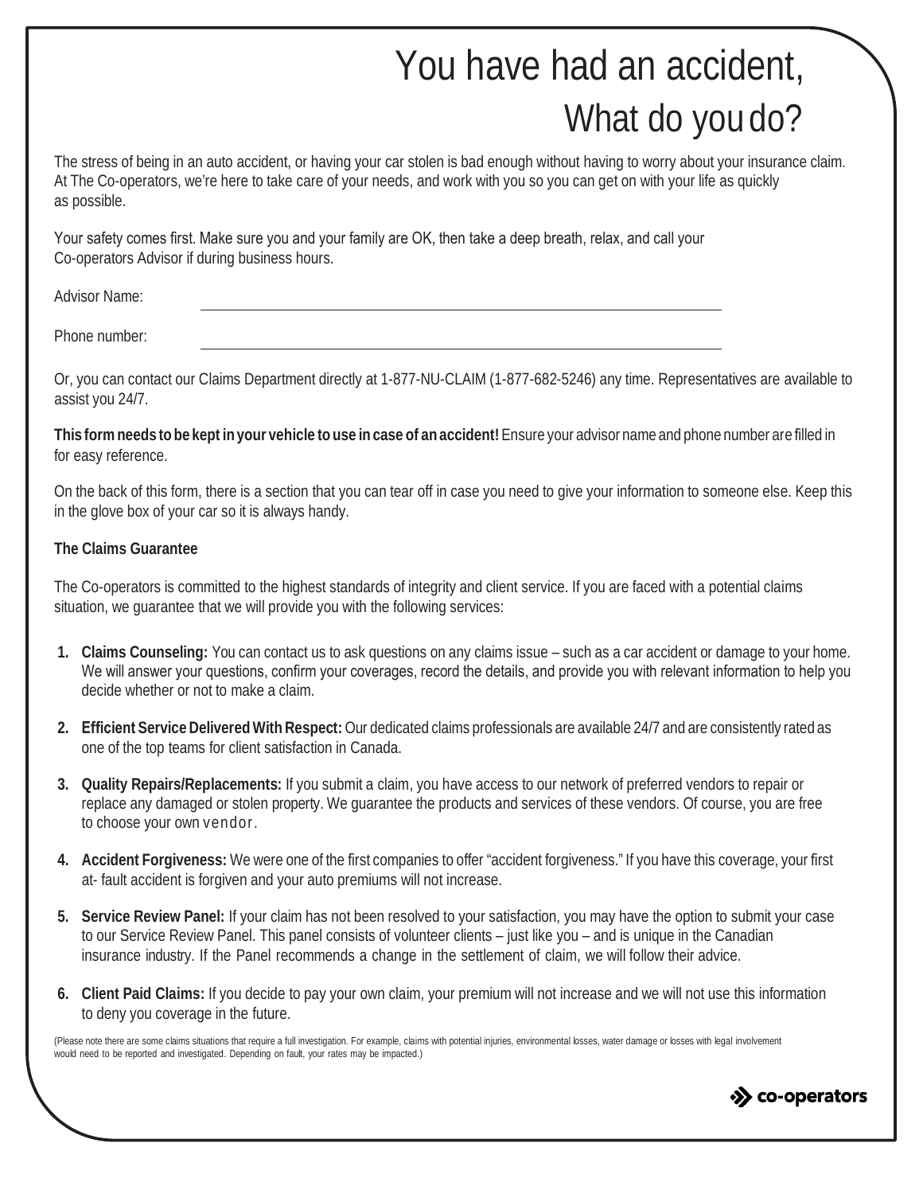# You have had an accident, What do you do?

The stress of being in an auto accident, or having your car stolen is bad enough without having to worry about your insurance claim. At The Co-operators, we're here to take care of your needs, and work with you so you can get on with your life as quickly as possible.

Your safety comes first. Make sure you and your family are OK, then take a deep breath, relax, and call your Co-operators Advisor if during business hours.

Advisor Name: ______________________________

Phone number: ______________________________

Or, you can contact our Claims Department directly at 1-877-NU-CLAIM (1-877-682-5246) any time. Representatives are available to assist you 24/7.

**This form needs to be kept in your vehicle to use in case of an accident!** Ensure your advisor name and phone number are filled in for easy reference.

On the back of this form, there is a section that you can tear off in case you need to give your information to someone else. Keep this in the glove box of your car so it is always handy.

**The Claims Guarantee**

The Co-operators is committed to the highest standards of integrity and client service. If you are faced with a potential claims situation, we guarantee that we will provide you with the following services:

1. **Claims Counseling:** You can contact us to ask questions on any claims issue – such as a car accident or damage to your home. We will answer your questions, confirm your coverages, record the details, and provide you with relevant information to help you decide whether or not to make a claim.
2. **Efficient Service Delivered With Respect:** Our dedicated claims professionals are available 24/7 and are consistently rated as one of the top teams for client satisfaction in Canada.
3. **Quality Repairs/Replacements:** If you submit a claim, you have access to our network of preferred vendors to repair or replace any damaged or stolen property. We guarantee the products and services of these vendors. Of course, you are free to choose your own vendor.
4. **Accident Forgiveness:** We were one of the first companies to offer "accident forgiveness." If you have this coverage, your first at- fault accident is forgiven and your auto premiums will not increase.
5. **Service Review Panel:** If your claim has not been resolved to your satisfaction, you may have the option to submit your case to our Service Review Panel. This panel consists of volunteer clients – just like you – and is unique in the Canadian insurance industry. If the Panel recommends a change in the settlement of claim, we will follow their advice.
6. **Client Paid Claims:** If you decide to pay your own claim, your premium will not increase and we will not use this information to deny you coverage in the future.

(Please note there are some claims situations that require a full investigation. For example, claims with potential injuries, environmental losses, water damage or losses with legal involvement would need to be reported and investigated. Depending on fault, your rates may be impacted.)

co-operators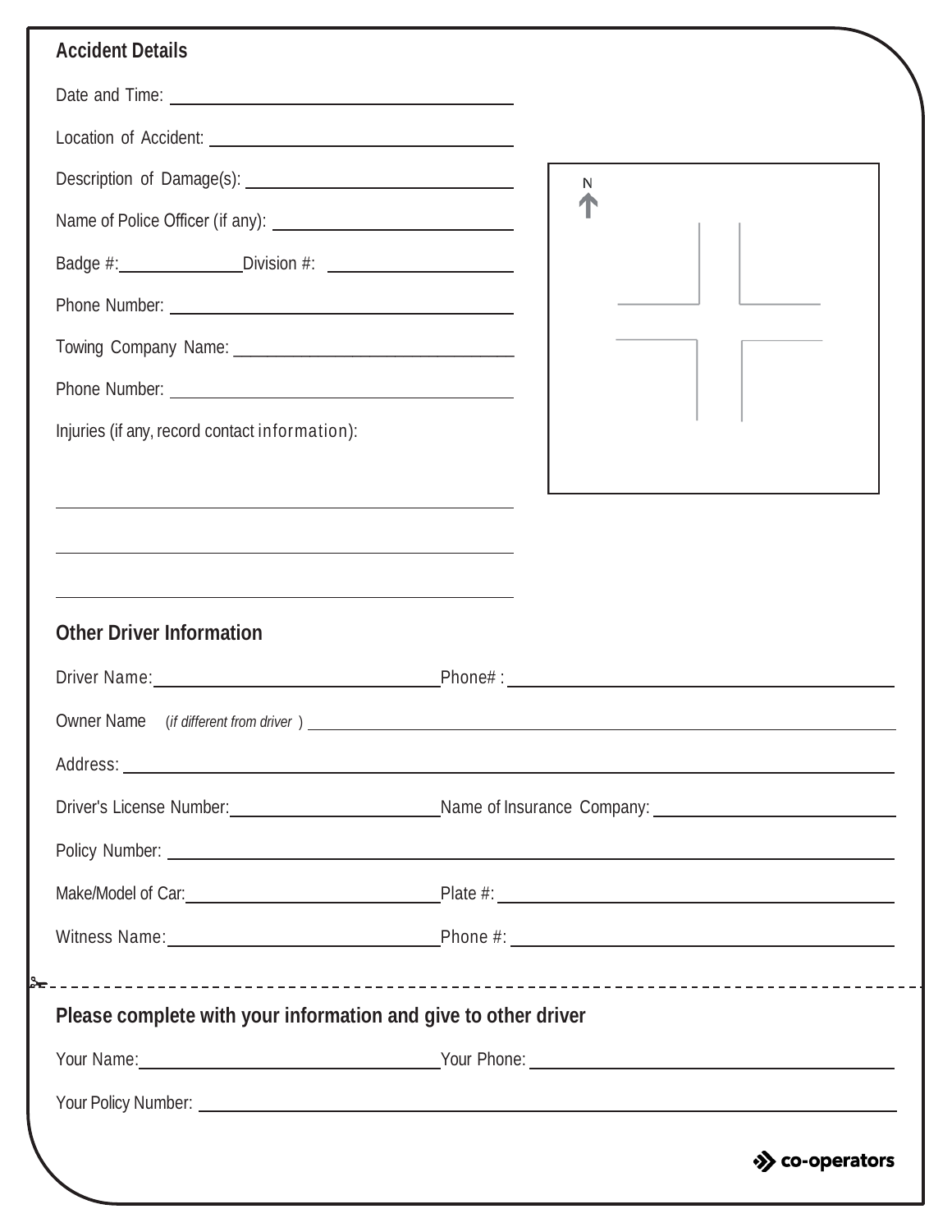## Accident Details

Date and Time: ______________________________

Location of Accident: ______________________________

Description of Damage(s): ______________________________

Name of Police Officer (if any): ______________________________

Badge #: ____________ Division #: ______________

Phone Number: ______________________________

Towing Company Name: ______________________________

Phone Number: ______________________________

Injuries (if any, record contact information):

______________________________

______________________________

______________________________

N

## Other Driver Information

Driver Name: ______________________ Phone# : ______________________

Owner Name (*if different from driver* ) ______________________________

Address: ______________________________

Driver's License Number: ______________________ Name of Insurance Company: ______________________

Policy Number: ______________________________

Make/Model of Car: ______________________ Plate #: ______________________

Witness Name: ______________________ Phone #: ______________________

---

## Please complete with your information and give to other driver

Your Name: ______________________ Your Phone: ______________________

Your Policy Number: ______________________________

co-operators